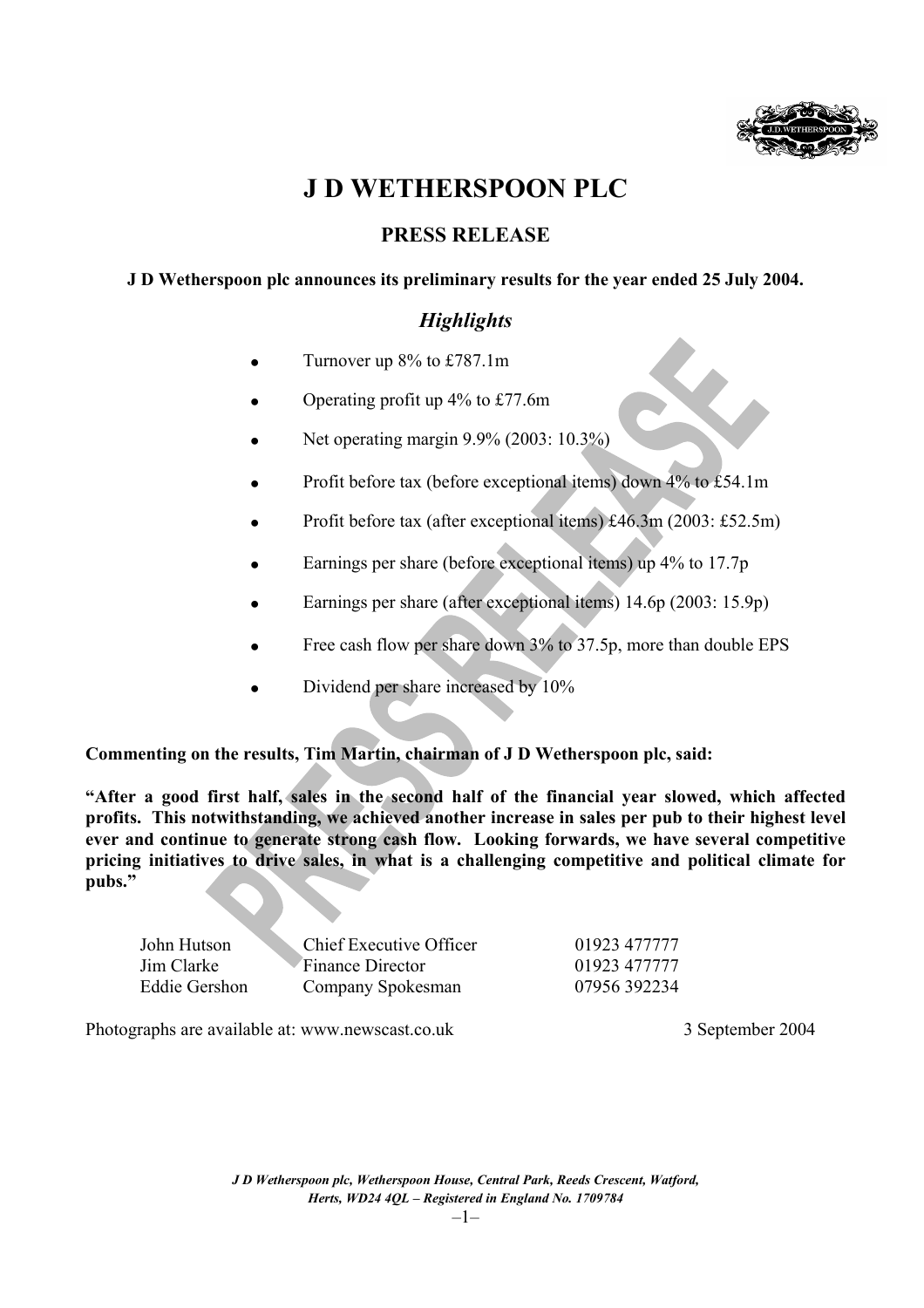# J D WETHERSPOON PLC

## PRESS RELEASE

**J D Wetherspoon plc announces its preliminary results for the year ended 25 July 2004.**

### *Highlights*

- Turnover up 8% to £787.1m
- Operating profit up 4% to £77.6m
- Net operating margin 9.9% (2003: 10.3%)
- Profit before tax (before exceptional items) down 4% to £54.1m
- Profit before tax (after exceptional items) £46.3m (2003: £52.5m)
- Earnings per share (before exceptional items) up 4% to 17.7p
- Earnings per share (after exceptional items) 14.6p (2003: 15.9p)
- Free cash flow per share down 3% to 37.5p, more than double EPS
- Dividend per share increased by 10%

**Commenting on the results, Tim Martin, chairman of J D Wetherspoon plc, said:**

**"After a good first half, sales in the second half of the financial year slowed, which affected profits. This notwithstanding, we achieved another increase in sales per pub to their highest level ever and continue to generate strong cash flow. Looking forwards, we have several competitive pricing initiatives to drive sales, in what is a challenging competitive and political climate for pubs."**

| | | |
|---|---|---|
| John Hutson | Chief Executive Officer | 01923 477777 |
| Jim Clarke | Finance Director | 01923 477777 |
| Eddie Gershon | Company Spokesman | 07956 392234 |

Photographs are available at: www.newscast.co.uk

3 September 2004

*J D Wetherspoon plc, Wetherspoon House, Central Park, Reeds Crescent, Watford, Herts, WD24 4QL – Registered in England No. 1709784*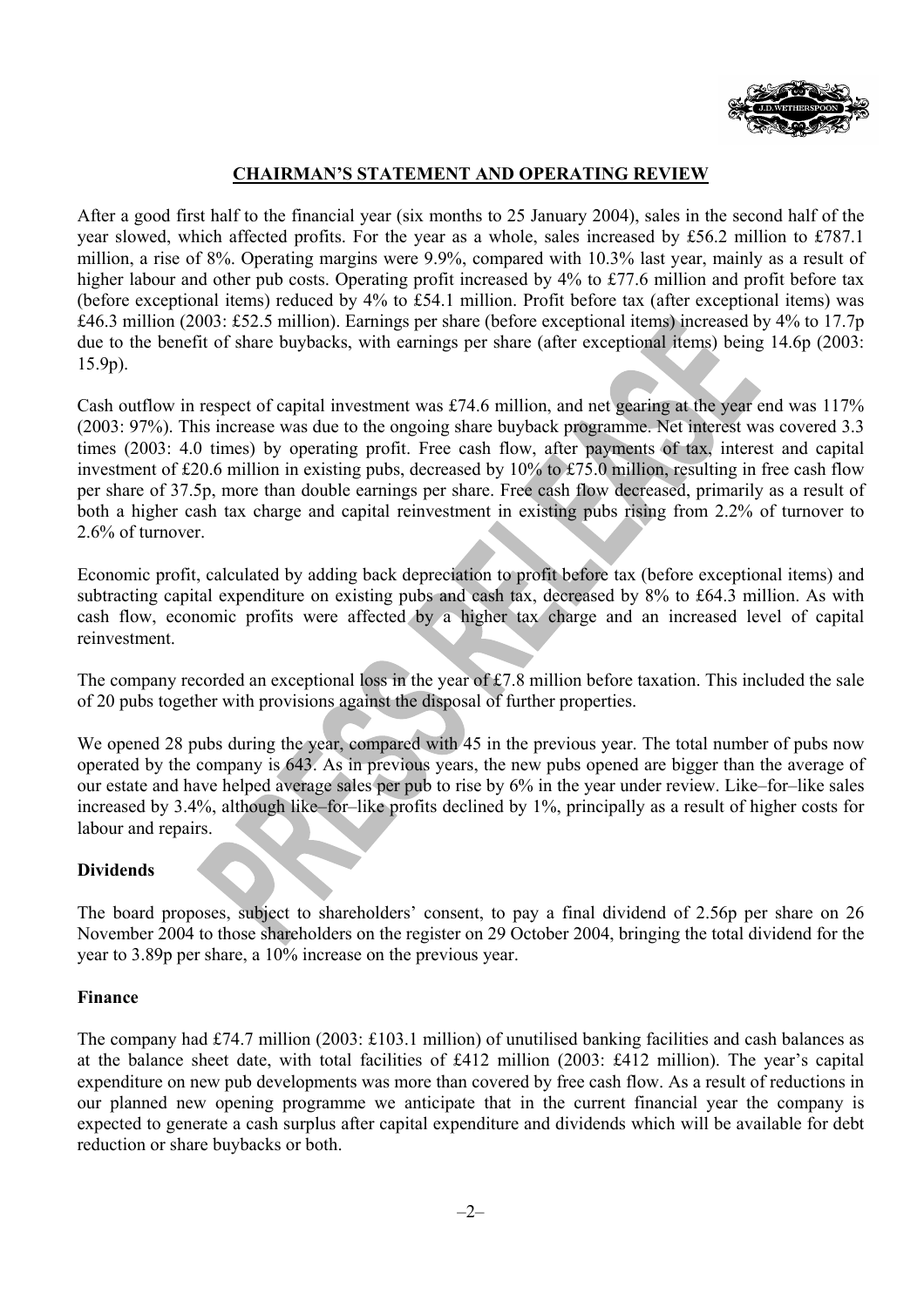## CHAIRMAN'S STATEMENT AND OPERATING REVIEW

After a good first half to the financial year (six months to 25 January 2004), sales in the second half of the year slowed, which affected profits. For the year as a whole, sales increased by £56.2 million to £787.1 million, a rise of 8%. Operating margins were 9.9%, compared with 10.3% last year, mainly as a result of higher labour and other pub costs. Operating profit increased by 4% to £77.6 million and profit before tax (before exceptional items) reduced by 4% to £54.1 million. Profit before tax (after exceptional items) was £46.3 million (2003: £52.5 million). Earnings per share (before exceptional items) increased by 4% to 17.7p due to the benefit of share buybacks, with earnings per share (after exceptional items) being 14.6p (2003: 15.9p).

Cash outflow in respect of capital investment was £74.6 million, and net gearing at the year end was 117% (2003: 97%). This increase was due to the ongoing share buyback programme. Net interest was covered 3.3 times (2003: 4.0 times) by operating profit. Free cash flow, after payments of tax, interest and capital investment of £20.6 million in existing pubs, decreased by 10% to £75.0 million, resulting in free cash flow per share of 37.5p, more than double earnings per share. Free cash flow decreased, primarily as a result of both a higher cash tax charge and capital reinvestment in existing pubs rising from 2.2% of turnover to 2.6% of turnover.

Economic profit, calculated by adding back depreciation to profit before tax (before exceptional items) and subtracting capital expenditure on existing pubs and cash tax, decreased by 8% to £64.3 million. As with cash flow, economic profits were affected by a higher tax charge and an increased level of capital reinvestment.

The company recorded an exceptional loss in the year of £7.8 million before taxation. This included the sale of 20 pubs together with provisions against the disposal of further properties.

We opened 28 pubs during the year, compared with 45 in the previous year. The total number of pubs now operated by the company is 643. As in previous years, the new pubs opened are bigger than the average of our estate and have helped average sales per pub to rise by 6% in the year under review. Like–for–like sales increased by 3.4%, although like–for–like profits declined by 1%, principally as a result of higher costs for labour and repairs.

### Dividends

The board proposes, subject to shareholders' consent, to pay a final dividend of 2.56p per share on 26 November 2004 to those shareholders on the register on 29 October 2004, bringing the total dividend for the year to 3.89p per share, a 10% increase on the previous year.

### Finance

The company had £74.7 million (2003: £103.1 million) of unutilised banking facilities and cash balances as at the balance sheet date, with total facilities of £412 million (2003: £412 million). The year's capital expenditure on new pub developments was more than covered by free cash flow. As a result of reductions in our planned new opening programme we anticipate that in the current financial year the company is expected to generate a cash surplus after capital expenditure and dividends which will be available for debt reduction or share buybacks or both.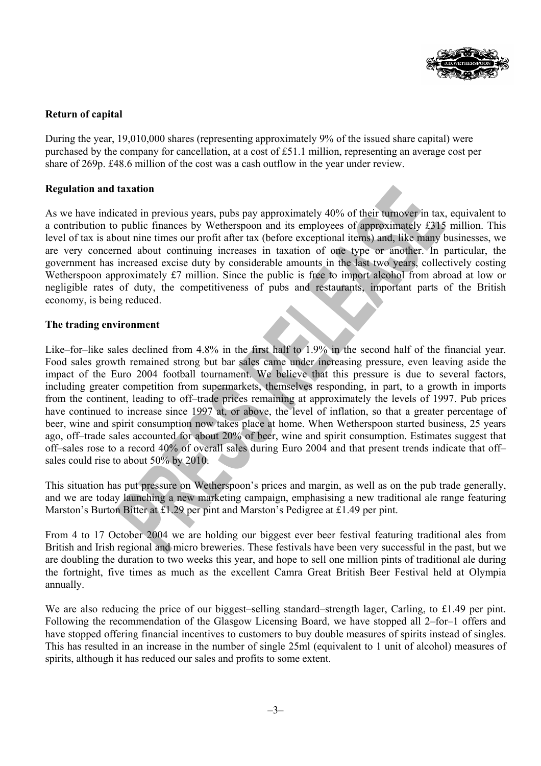**Return of capital**

During the year, 19,010,000 shares (representing approximately 9% of the issued share capital) were purchased by the company for cancellation, at a cost of £51.1 million, representing an average cost per share of 269p. £48.6 million of the cost was a cash outflow in the year under review.

**Regulation and taxation**

As we have indicated in previous years, pubs pay approximately 40% of their turnover in tax, equivalent to a contribution to public finances by Wetherspoon and its employees of approximately £315 million. This level of tax is about nine times our profit after tax (before exceptional items) and, like many businesses, we are very concerned about continuing increases in taxation of one type or another. In particular, the government has increased excise duty by considerable amounts in the last two years, collectively costing Wetherspoon approximately £7 million. Since the public is free to import alcohol from abroad at low or negligible rates of duty, the competitiveness of pubs and restaurants, important parts of the British economy, is being reduced.

**The trading environment**

Like–for–like sales declined from 4.8% in the first half to 1.9% in the second half of the financial year. Food sales growth remained strong but bar sales came under increasing pressure, even leaving aside the impact of the Euro 2004 football tournament. We believe that this pressure is due to several factors, including greater competition from supermarkets, themselves responding, in part, to a growth in imports from the continent, leading to off–trade prices remaining at approximately the levels of 1997. Pub prices have continued to increase since 1997 at, or above, the level of inflation, so that a greater percentage of beer, wine and spirit consumption now takes place at home. When Wetherspoon started business, 25 years ago, off–trade sales accounted for about 20% of beer, wine and spirit consumption. Estimates suggest that off–sales rose to a record 40% of overall sales during Euro 2004 and that present trends indicate that off–sales could rise to about 50% by 2010.

This situation has put pressure on Wetherspoon's prices and margin, as well as on the pub trade generally, and we are today launching a new marketing campaign, emphasising a new traditional ale range featuring Marston's Burton Bitter at £1.29 per pint and Marston's Pedigree at £1.49 per pint.

From 4 to 17 October 2004 we are holding our biggest ever beer festival featuring traditional ales from British and Irish regional and micro breweries. These festivals have been very successful in the past, but we are doubling the duration to two weeks this year, and hope to sell one million pints of traditional ale during the fortnight, five times as much as the excellent Camra Great British Beer Festival held at Olympia annually.

We are also reducing the price of our biggest–selling standard–strength lager, Carling, to £1.49 per pint. Following the recommendation of the Glasgow Licensing Board, we have stopped all 2–for–1 offers and have stopped offering financial incentives to customers to buy double measures of spirits instead of singles. This has resulted in an increase in the number of single 25ml (equivalent to 1 unit of alcohol) measures of spirits, although it has reduced our sales and profits to some extent.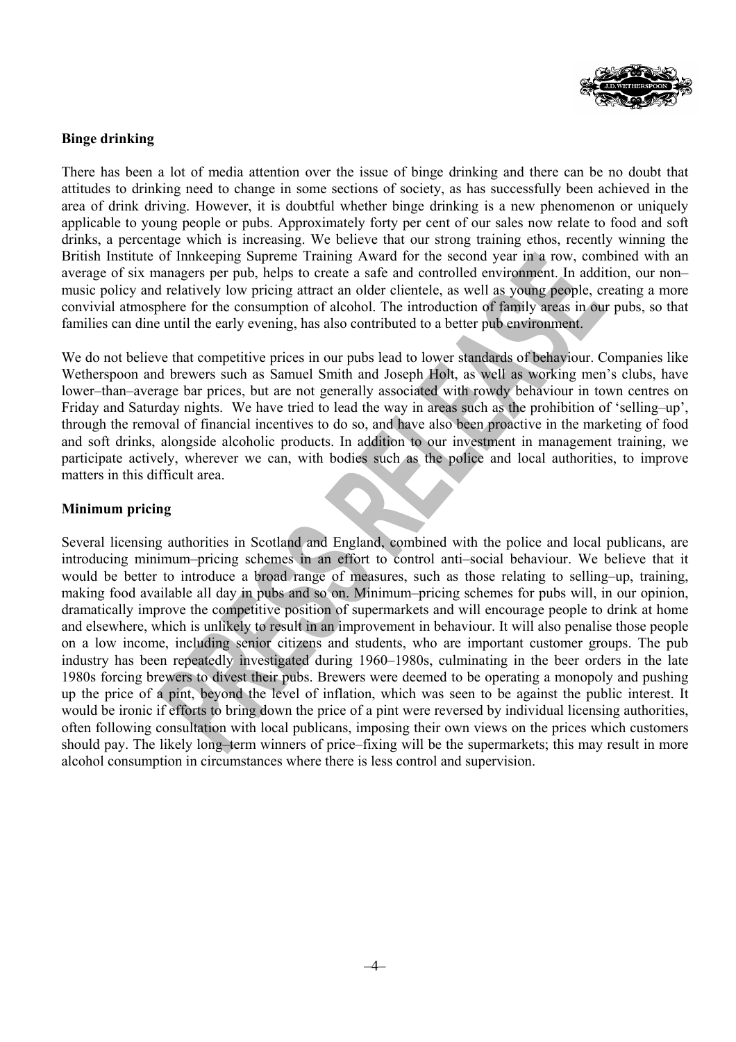**Binge drinking**

There has been a lot of media attention over the issue of binge drinking and there can be no doubt that attitudes to drinking need to change in some sections of society, as has successfully been achieved in the area of drink driving. However, it is doubtful whether binge drinking is a new phenomenon or uniquely applicable to young people or pubs. Approximately forty per cent of our sales now relate to food and soft drinks, a percentage which is increasing. We believe that our strong training ethos, recently winning the British Institute of Innkeeping Supreme Training Award for the second year in a row, combined with an average of six managers per pub, helps to create a safe and controlled environment. In addition, our non–music policy and relatively low pricing attract an older clientele, as well as young people, creating a more convivial atmosphere for the consumption of alcohol. The introduction of family areas in our pubs, so that families can dine until the early evening, has also contributed to a better pub environment.

We do not believe that competitive prices in our pubs lead to lower standards of behaviour. Companies like Wetherspoon and brewers such as Samuel Smith and Joseph Holt, as well as working men's clubs, have lower–than–average bar prices, but are not generally associated with rowdy behaviour in town centres on Friday and Saturday nights. We have tried to lead the way in areas such as the prohibition of 'selling–up', through the removal of financial incentives to do so, and have also been proactive in the marketing of food and soft drinks, alongside alcoholic products. In addition to our investment in management training, we participate actively, wherever we can, with bodies such as the police and local authorities, to improve matters in this difficult area.

**Minimum pricing**

Several licensing authorities in Scotland and England, combined with the police and local publicans, are introducing minimum–pricing schemes in an effort to control anti–social behaviour. We believe that it would be better to introduce a broad range of measures, such as those relating to selling–up, training, making food available all day in pubs and so on. Minimum–pricing schemes for pubs will, in our opinion, dramatically improve the competitive position of supermarkets and will encourage people to drink at home and elsewhere, which is unlikely to result in an improvement in behaviour. It will also penalise those people on a low income, including senior citizens and students, who are important customer groups. The pub industry has been repeatedly investigated during 1960–1980s, culminating in the beer orders in the late 1980s forcing brewers to divest their pubs. Brewers were deemed to be operating a monopoly and pushing up the price of a pint, beyond the level of inflation, which was seen to be against the public interest. It would be ironic if efforts to bring down the price of a pint were reversed by individual licensing authorities, often following consultation with local publicans, imposing their own views on the prices which customers should pay. The likely long–term winners of price–fixing will be the supermarkets; this may result in more alcohol consumption in circumstances where there is less control and supervision.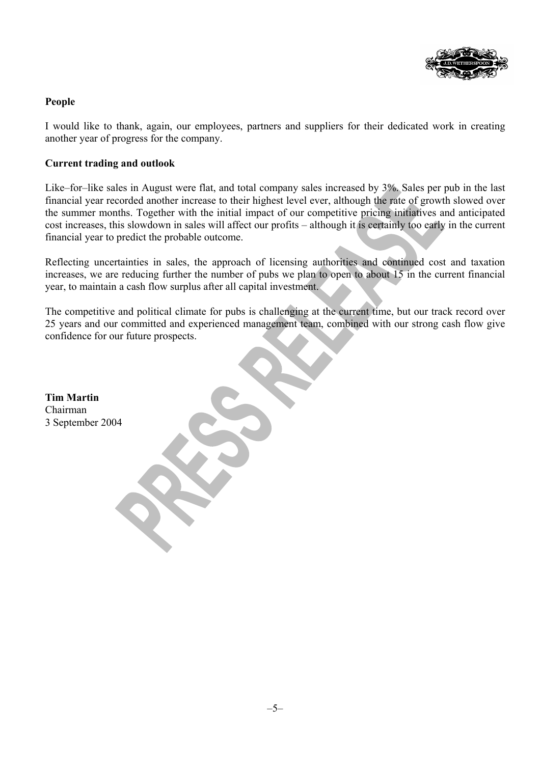**People**

I would like to thank, again, our employees, partners and suppliers for their dedicated work in creating another year of progress for the company.

**Current trading and outlook**

Like–for–like sales in August were flat, and total company sales increased by 3%. Sales per pub in the last financial year recorded another increase to their highest level ever, although the rate of growth slowed over the summer months. Together with the initial impact of our competitive pricing initiatives and anticipated cost increases, this slowdown in sales will affect our profits – although it is certainly too early in the current financial year to predict the probable outcome.

Reflecting uncertainties in sales, the approach of licensing authorities and continued cost and taxation increases, we are reducing further the number of pubs we plan to open to about 15 in the current financial year, to maintain a cash flow surplus after all capital investment.

The competitive and political climate for pubs is challenging at the current time, but our track record over 25 years and our committed and experienced management team, combined with our strong cash flow give confidence for our future prospects.

**Tim Martin**
Chairman
3 September 2004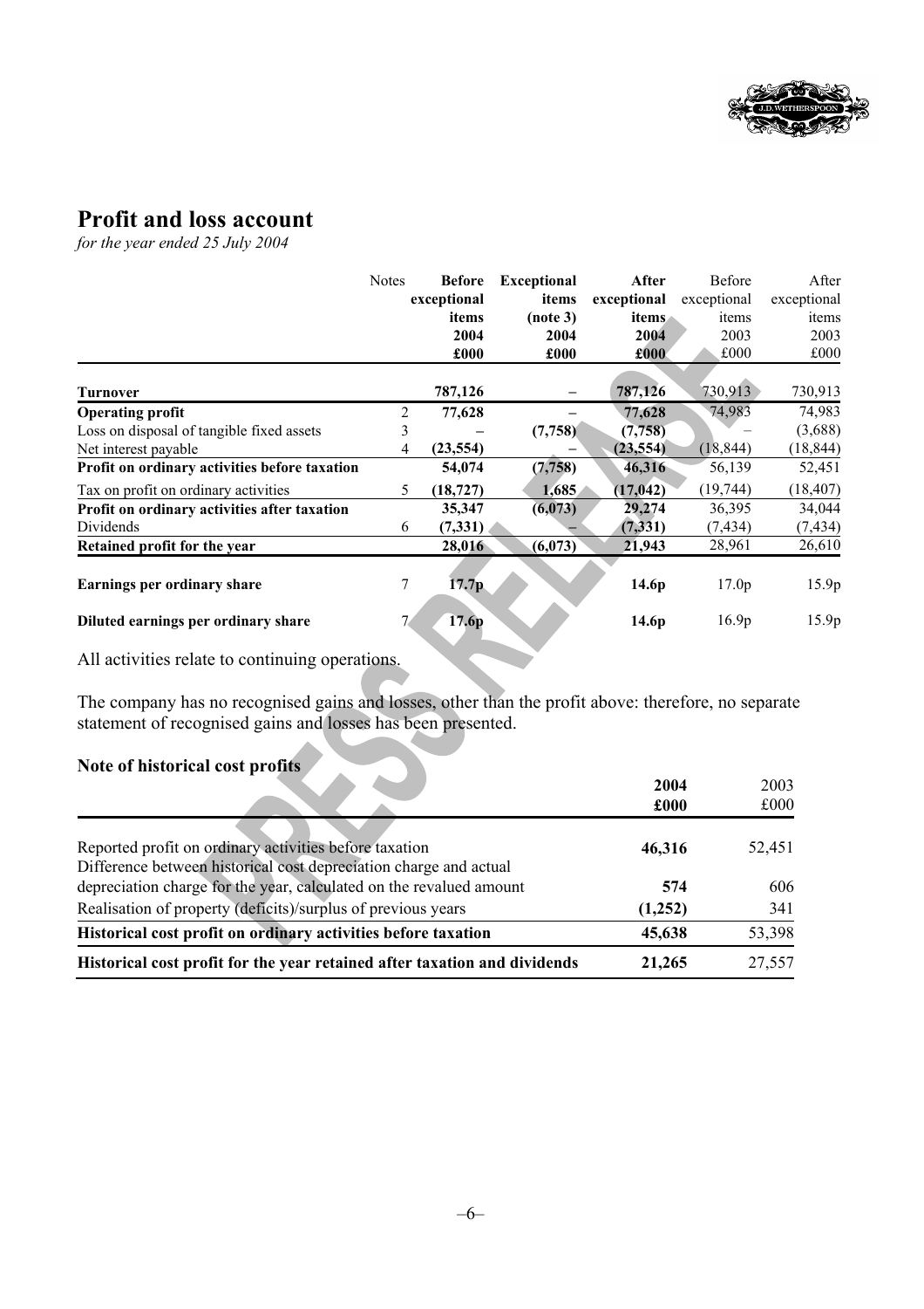## Profit and loss account

*for the year ended 25 July 2004*

| | Notes | **Before exceptional items 2004 £000** | **Exceptional items (note 3) 2004 £000** | **After exceptional items 2004 £000** | Before exceptional items 2003 £000 | After exceptional items 2003 £000 |
|---|---|---|---|---|---|---|
| **Turnover** | | **787,126** | **–** | **787,126** | 730,913 | 730,913 |
| **Operating profit** | 2 | **77,628** | **–** | **77,628** | 74,983 | 74,983 |
| Loss on disposal of tangible fixed assets | 3 | **–** | **(7,758)** | **(7,758)** | – | (3,688) |
| Net interest payable | 4 | **(23,554)** | **–** | **(23,554)** | (18,844) | (18,844) |
| **Profit on ordinary activities before taxation** | | **54,074** | **(7,758)** | **46,316** | 56,139 | 52,451 |
| Tax on profit on ordinary activities | 5 | **(18,727)** | **1,685** | **(17,042)** | (19,744) | (18,407) |
| **Profit on ordinary activities after taxation** | | **35,347** | **(6,073)** | **29,274** | 36,395 | 34,044 |
| Dividends | 6 | **(7,331)** | **–** | **(7,331)** | (7,434) | (7,434) |
| **Retained profit for the year** | | **28,016** | **(6,073)** | **21,943** | 28,961 | 26,610 |
| **Earnings per ordinary share** | 7 | **17.7p** | | **14.6p** | 17.0p | 15.9p |
| **Diluted earnings per ordinary share** | 7 | **17.6p** | | **14.6p** | 16.9p | 15.9p |

All activities relate to continuing operations.

The company has no recognised gains and losses, other than the profit above: therefore, no separate statement of recognised gains and losses has been presented.

### Note of historical cost profits

| | **2004 £000** | 2003 £000 |
|---|---|---|
| Reported profit on ordinary activities before taxation | **46,316** | 52,451 |
| Difference between historical cost depreciation charge and actual depreciation charge for the year, calculated on the revalued amount | **574** | 606 |
| Realisation of property (deficits)/surplus of previous years | **(1,252)** | 341 |
| **Historical cost profit on ordinary activities before taxation** | **45,638** | 53,398 |
| **Historical cost profit for the year retained after taxation and dividends** | **21,265** | 27,557 |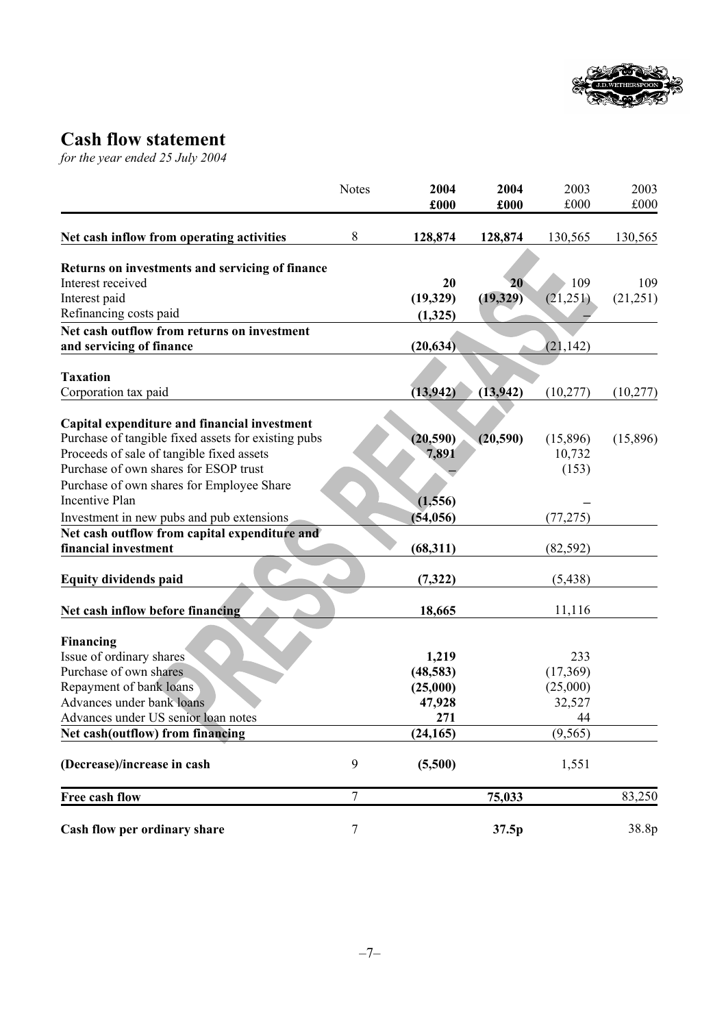# Cash flow statement

*for the year ended 25 July 2004*

| | Notes | 2004 £000 | 2004 £000 | 2003 £000 | 2003 £000 |
|---|---|---|---|---|---|
| **Net cash inflow from operating activities** | 8 | **128,874** | **128,874** | 130,565 | 130,565 |
| | | | | | |
| **Returns on investments and servicing of finance** | | | | | |
| Interest received | | **20** | **20** | 109 | 109 |
| Interest paid | | **(19,329)** | **(19,329)** | (21,251) | (21,251) |
| Refinancing costs paid | | **(1,325)** | | – | |
| **Net cash outflow from returns on investment and servicing of finance** | | **(20,634)** | | (21,142) | |
| | | | | | |
| **Taxation** | | | | | |
| Corporation tax paid | | **(13,942)** | **(13,942)** | (10,277) | (10,277) |
| | | | | | |
| **Capital expenditure and financial investment** | | | | | |
| Purchase of tangible fixed assets for existing pubs | | **(20,590)** | **(20,590)** | (15,896) | (15,896) |
| Proceeds of sale of tangible fixed assets | | **7,891** | | 10,732 | |
| Purchase of own shares for ESOP trust | | **–** | | (153) | |
| Purchase of own shares for Employee Share Incentive Plan | | **(1,556)** | | – | |
| Investment in new pubs and pub extensions | | **(54,056)** | | (77,275) | |
| **Net cash outflow from capital expenditure and financial investment** | | **(68,311)** | | (82,592) | |
| | | | | | |
| **Equity dividends paid** | | **(7,322)** | | (5,438) | |
| | | | | | |
| **Net cash inflow before financing** | | **18,665** | | 11,116 | |
| | | | | | |
| **Financing** | | | | | |
| Issue of ordinary shares | | **1,219** | | 233 | |
| Purchase of own shares | | **(48,583)** | | (17,369) | |
| Repayment of bank loans | | **(25,000)** | | (25,000) | |
| Advances under bank loans | | **47,928** | | 32,527 | |
| Advances under US senior loan notes | | **271** | | 44 | |
| **Net cash(outflow) from financing** | | **(24,165)** | | (9,565) | |
| | | | | | |
| **(Decrease)/increase in cash** | 9 | **(5,500)** | | 1,551 | |
| | | | | | |
| **Free cash flow** | 7 | | **75,033** | | 83,250 |
| | | | | | |
| **Cash flow per ordinary share** | 7 | | **37.5p** | | 38.8p |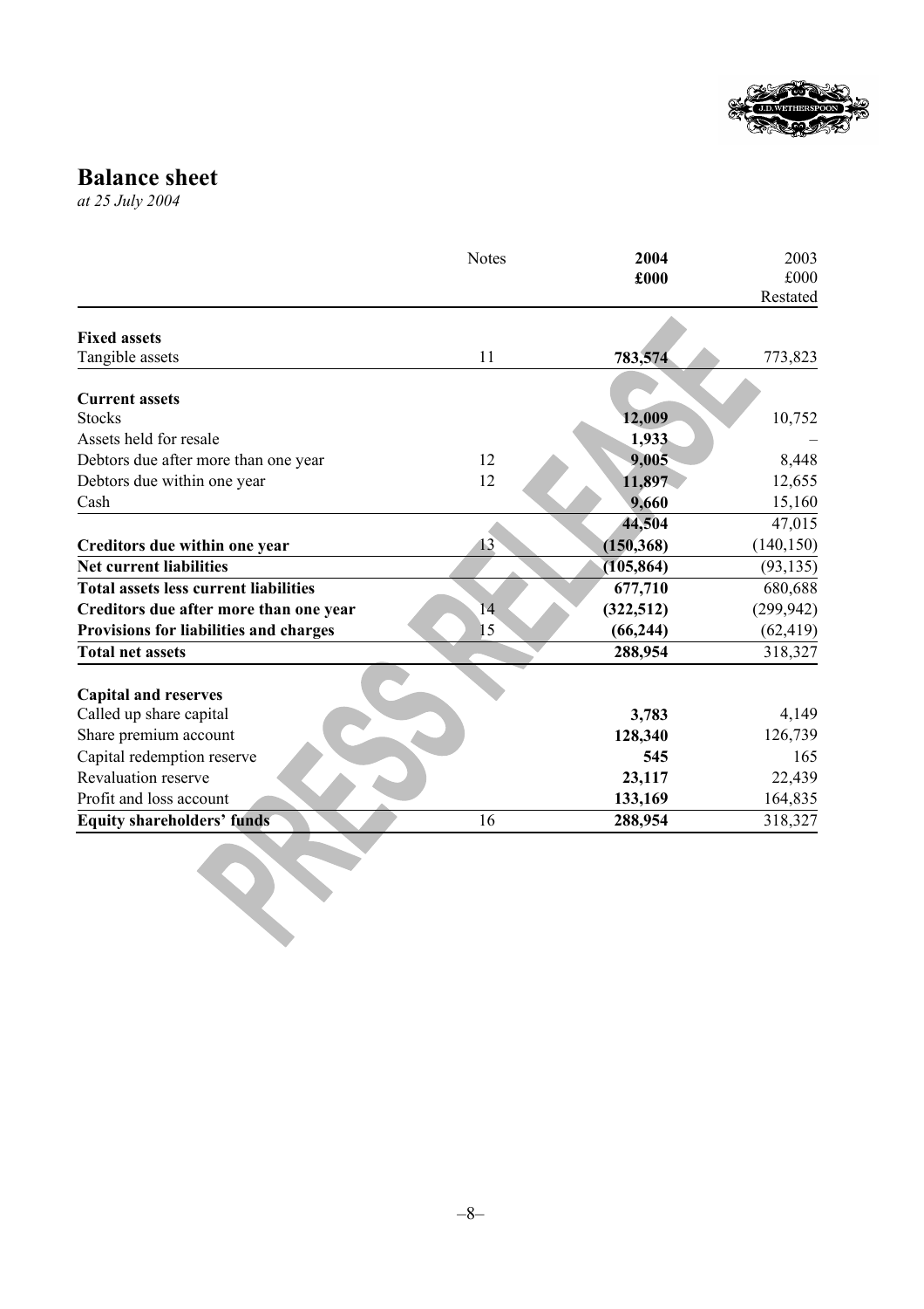# Balance sheet

*at 25 July 2004*

| | Notes | **2004**<br>**£000** | 2003<br>£000<br>Restated |
|---|---|---|---|
| **Fixed assets** | | | |
| Tangible assets | 11 | **783,574** | 773,823 |
| **Current assets** | | | |
| Stocks | | **12,009** | 10,752 |
| Assets held for resale | | **1,933** | – |
| Debtors due after more than one year | 12 | **9,005** | 8,448 |
| Debtors due within one year | 12 | **11,897** | 12,655 |
| Cash | | **9,660** | 15,160 |
| | | **44,504** | 47,015 |
| **Creditors due within one year** | 13 | **(150,368)** | (140,150) |
| **Net current liabilities** | | **(105,864)** | (93,135) |
| **Total assets less current liabilities** | | **677,710** | 680,688 |
| **Creditors due after more than one year** | 14 | **(322,512)** | (299,942) |
| **Provisions for liabilities and charges** | 15 | **(66,244)** | (62,419) |
| **Total net assets** | | **288,954** | 318,327 |
| **Capital and reserves** | | | |
| Called up share capital | | **3,783** | 4,149 |
| Share premium account | | **128,340** | 126,739 |
| Capital redemption reserve | | **545** | 165 |
| Revaluation reserve | | **23,117** | 22,439 |
| Profit and loss account | | **133,169** | 164,835 |
| **Equity shareholders' funds** | 16 | **288,954** | 318,327 |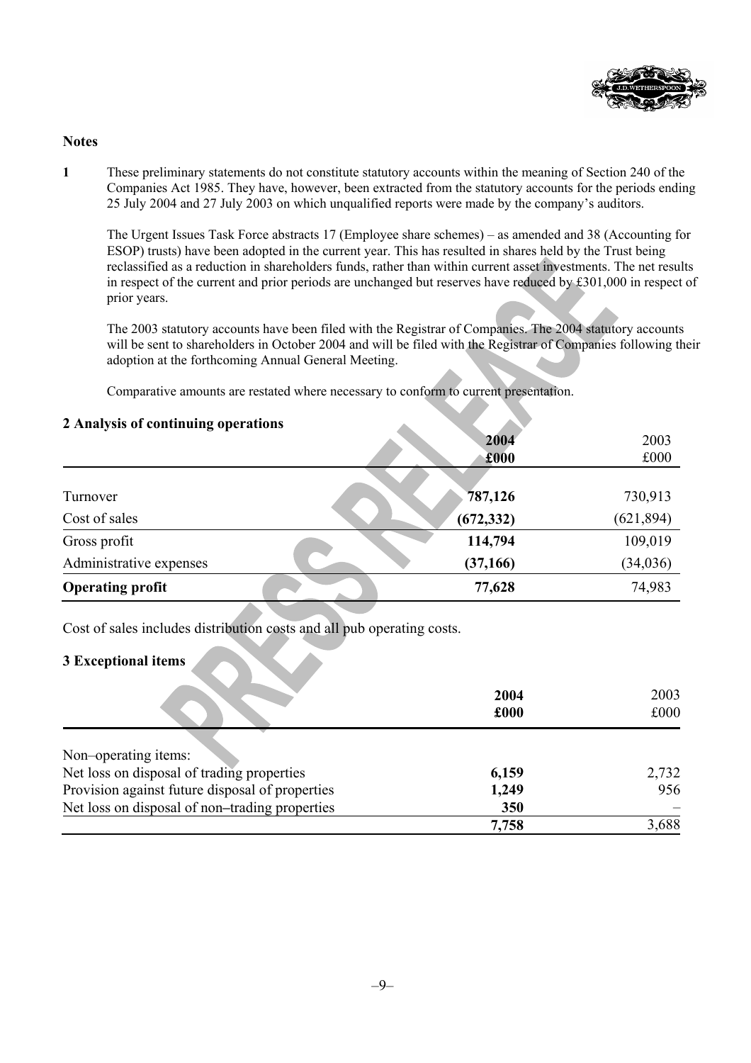## Notes

**1** These preliminary statements do not constitute statutory accounts within the meaning of Section 240 of the Companies Act 1985. They have, however, been extracted from the statutory accounts for the periods ending 25 July 2004 and 27 July 2003 on which unqualified reports were made by the company's auditors.

The Urgent Issues Task Force abstracts 17 (Employee share schemes) – as amended and 38 (Accounting for ESOP) trusts) have been adopted in the current year. This has resulted in shares held by the Trust being reclassified as a reduction in shareholders funds, rather than within current asset investments. The net results in respect of the current and prior periods are unchanged but reserves have reduced by £301,000 in respect of prior years.

The 2003 statutory accounts have been filed with the Registrar of Companies. The 2004 statutory accounts will be sent to shareholders in October 2004 and will be filed with the Registrar of Companies following their adoption at the forthcoming Annual General Meeting.

Comparative amounts are restated where necessary to conform to current presentation.

### 2 Analysis of continuing operations

| | **2004** | 2003 |
|---|---|---|
| | **£000** | £000 |
| Turnover | **787,126** | 730,913 |
| Cost of sales | **(672,332)** | (621,894) |
| Gross profit | **114,794** | 109,019 |
| Administrative expenses | **(37,166)** | (34,036) |
| **Operating profit** | **77,628** | 74,983 |

Cost of sales includes distribution costs and all pub operating costs.

### 3 Exceptional items

| | **2004** | 2003 |
|---|---|---|
| | **£000** | £000 |
| Non–operating items: | | |
| Net loss on disposal of trading properties | **6,159** | 2,732 |
| Provision against future disposal of properties | **1,249** | 956 |
| Net loss on disposal of non–trading properties | **350** | – |
| | **7,758** | 3,688 |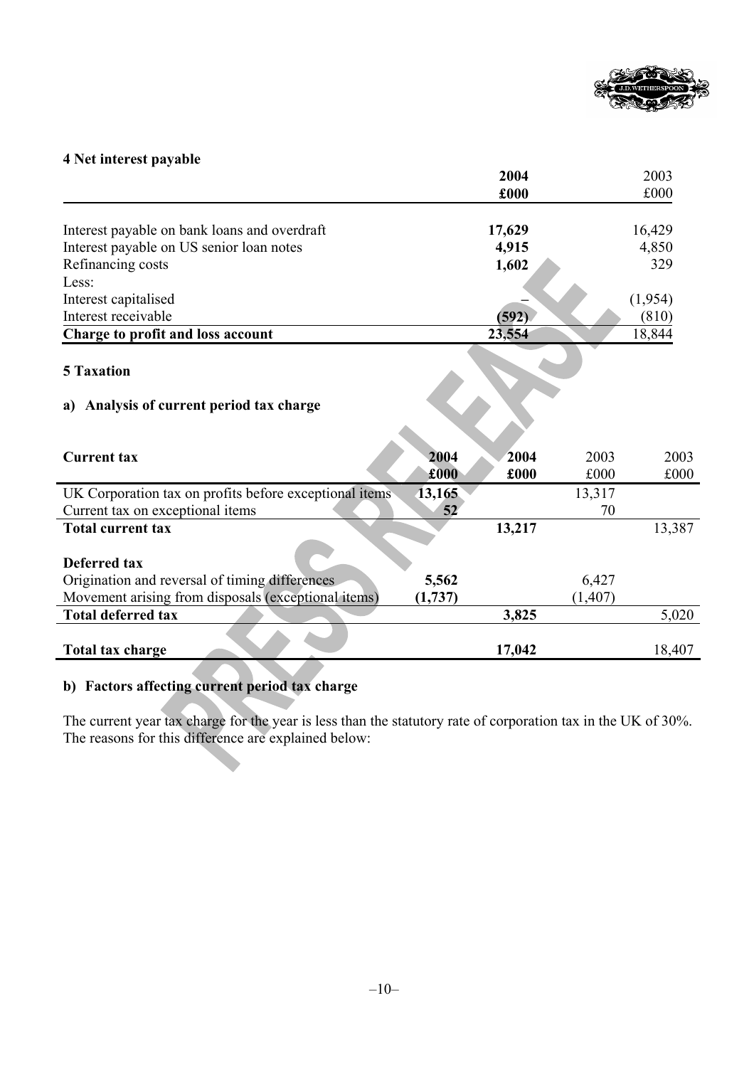## 4 Net interest payable

| | 2004 £000 | 2003 £000 |
|---|---|---|
| Interest payable on bank loans and overdraft | **17,629** | 16,429 |
| Interest payable on US senior loan notes | **4,915** | 4,850 |
| Refinancing costs | **1,602** | 329 |
| Less: | | |
| Interest capitalised | **–** | (1,954) |
| Interest receivable | **(592)** | (810) |
| **Charge to profit and loss account** | **23,554** | 18,844 |

## 5 Taxation

### a) Analysis of current period tax charge

| **Current tax** | **2004 £000** | **2004 £000** | 2003 £000 | 2003 £000 |
|---|---|---|---|---|
| UK Corporation tax on profits before exceptional items | **13,165** | | 13,317 | |
| Current tax on exceptional items | **52** | | 70 | |
| **Total current tax** | | **13,217** | | 13,387 |
| | | | | |
| **Deferred tax** | | | | |
| Origination and reversal of timing differences | **5,562** | | 6,427 | |
| Movement arising from disposals (exceptional items) | **(1,737)** | | (1,407) | |
| **Total deferred tax** | | **3,825** | | 5,020 |
| | | | | |
| **Total tax charge** | | **17,042** | | 18,407 |

### b) Factors affecting current period tax charge

The current year tax charge for the year is less than the statutory rate of corporation tax in the UK of 30%. The reasons for this difference are explained below: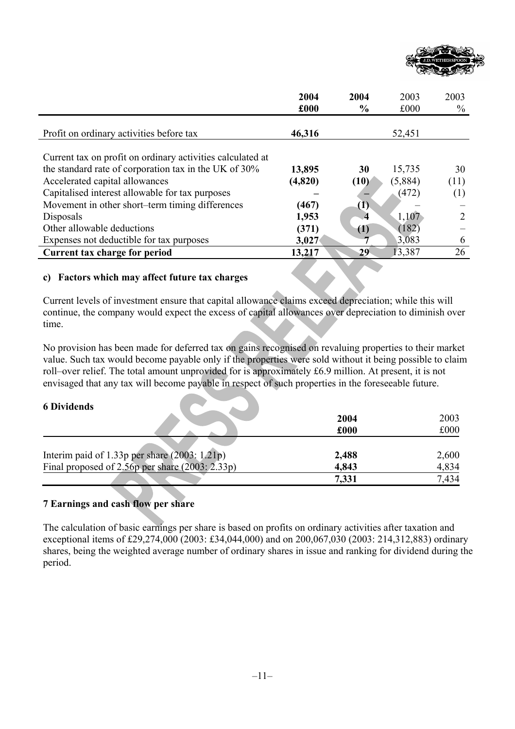| | 2004 £000 | 2004 % | 2003 £000 | 2003 % |
|---|---|---|---|---|
| Profit on ordinary activities before tax | **46,316** | | 52,451 | |
| Current tax on profit on ordinary activities calculated at the standard rate of corporation tax in the UK of 30% | **13,895** | **30** | 15,735 | 30 |
| Accelerated capital allowances | **(4,820)** | **(10)** | (5,884) | (11) |
| Capitalised interest allowable for tax purposes | **–** | **–** | (472) | (1) |
| Movement in other short–term timing differences | **(467)** | **(1)** | – | – |
| Disposals | **1,953** | **4** | 1,107 | 2 |
| Other allowable deductions | **(371)** | **(1)** | (182) | – |
| Expenses not deductible for tax purposes | **3,027** | **7** | 3,083 | 6 |
| **Current tax charge for period** | **13,217** | **29** | 13,387 | 26 |

### c) Factors which may affect future tax charges

Current levels of investment ensure that capital allowance claims exceed depreciation; while this will continue, the company would expect the excess of capital allowances over depreciation to diminish over time.

No provision has been made for deferred tax on gains recognised on revaluing properties to their market value. Such tax would become payable only if the properties were sold without it being possible to claim roll–over relief. The total amount unprovided for is approximately £6.9 million. At present, it is not envisaged that any tax will become payable in respect of such properties in the foreseeable future.

## 6 Dividends

| | 2004 £000 | 2003 £000 |
|---|---|---|
| Interim paid of 1.33p per share (2003: 1.21p) | **2,488** | 2,600 |
| Final proposed of 2.56p per share (2003: 2.33p) | **4,843** | 4,834 |
| | **7,331** | 7,434 |

## 7 Earnings and cash flow per share

The calculation of basic earnings per share is based on profits on ordinary activities after taxation and exceptional items of £29,274,000 (2003: £34,044,000) and on 200,067,030 (2003: 214,312,883) ordinary shares, being the weighted average number of ordinary shares in issue and ranking for dividend during the period.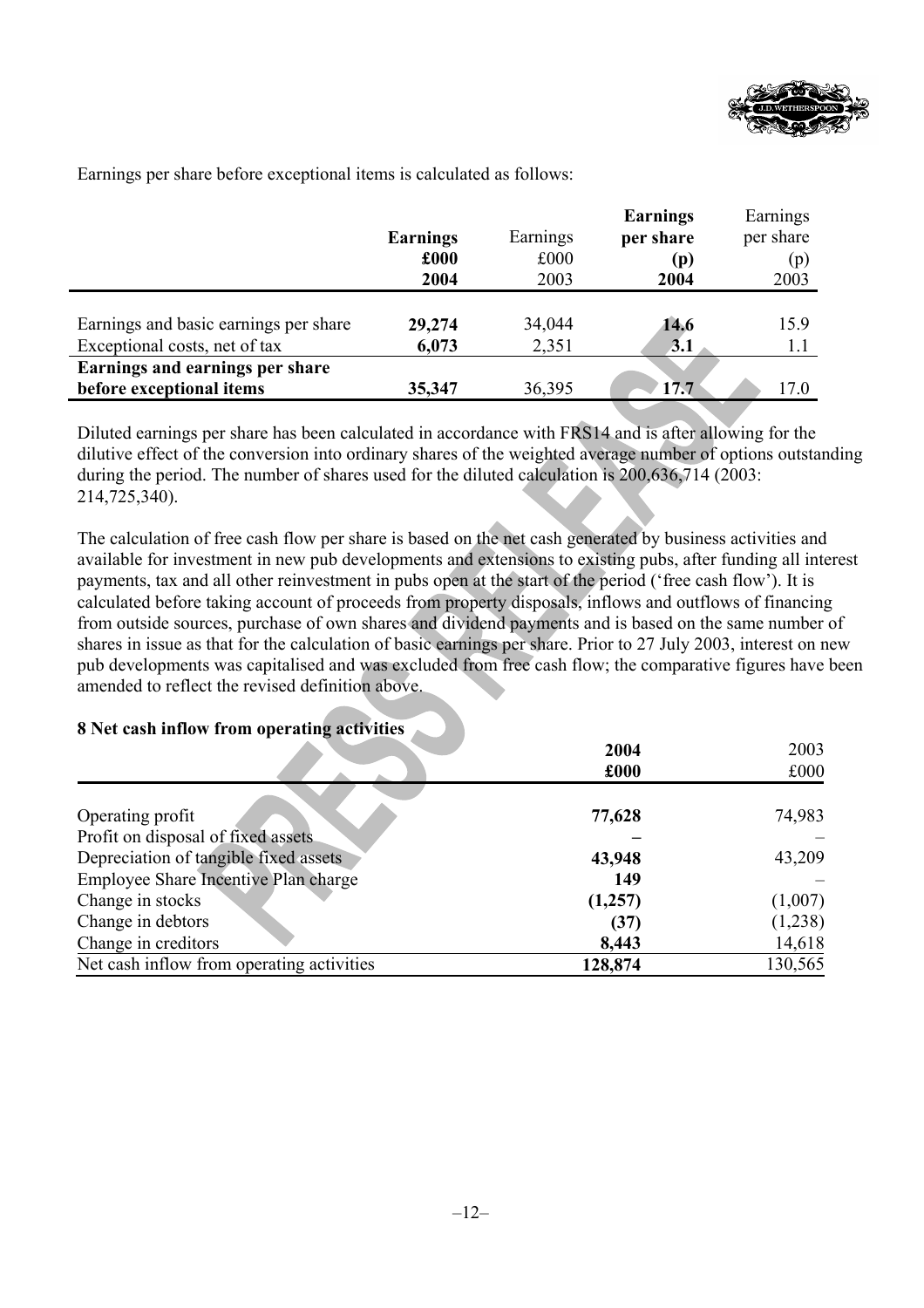Earnings per share before exceptional items is calculated as follows:

| | **Earnings £000 2004** | Earnings £000 2003 | **Earnings per share (p) 2004** | Earnings per share (p) 2003 |
|---|---|---|---|---|
| Earnings and basic earnings per share | **29,274** | 34,044 | **14.6** | 15.9 |
| Exceptional costs, net of tax | **6,073** | 2,351 | **3.1** | 1.1 |
| **Earnings and earnings per share before exceptional items** | **35,347** | 36,395 | **17.7** | 17.0 |

Diluted earnings per share has been calculated in accordance with FRS14 and is after allowing for the dilutive effect of the conversion into ordinary shares of the weighted average number of options outstanding during the period. The number of shares used for the diluted calculation is 200,636,714 (2003: 214,725,340).

The calculation of free cash flow per share is based on the net cash generated by business activities and available for investment in new pub developments and extensions to existing pubs, after funding all interest payments, tax and all other reinvestment in pubs open at the start of the period ('free cash flow'). It is calculated before taking account of proceeds from property disposals, inflows and outflows of financing from outside sources, purchase of own shares and dividend payments and is based on the same number of shares in issue as that for the calculation of basic earnings per share. Prior to 27 July 2003, interest on new pub developments was capitalised and was excluded from free cash flow; the comparative figures have been amended to reflect the revised definition above.

## 8 Net cash inflow from operating activities

| | **2004 £000** | 2003 £000 |
|---|---|---|
| Operating profit | **77,628** | 74,983 |
| Profit on disposal of fixed assets | **–** | – |
| Depreciation of tangible fixed assets | **43,948** | 43,209 |
| Employee Share Incentive Plan charge | **149** | – |
| Change in stocks | **(1,257)** | (1,007) |
| Change in debtors | **(37)** | (1,238) |
| Change in creditors | **8,443** | 14,618 |
| Net cash inflow from operating activities | **128,874** | 130,565 |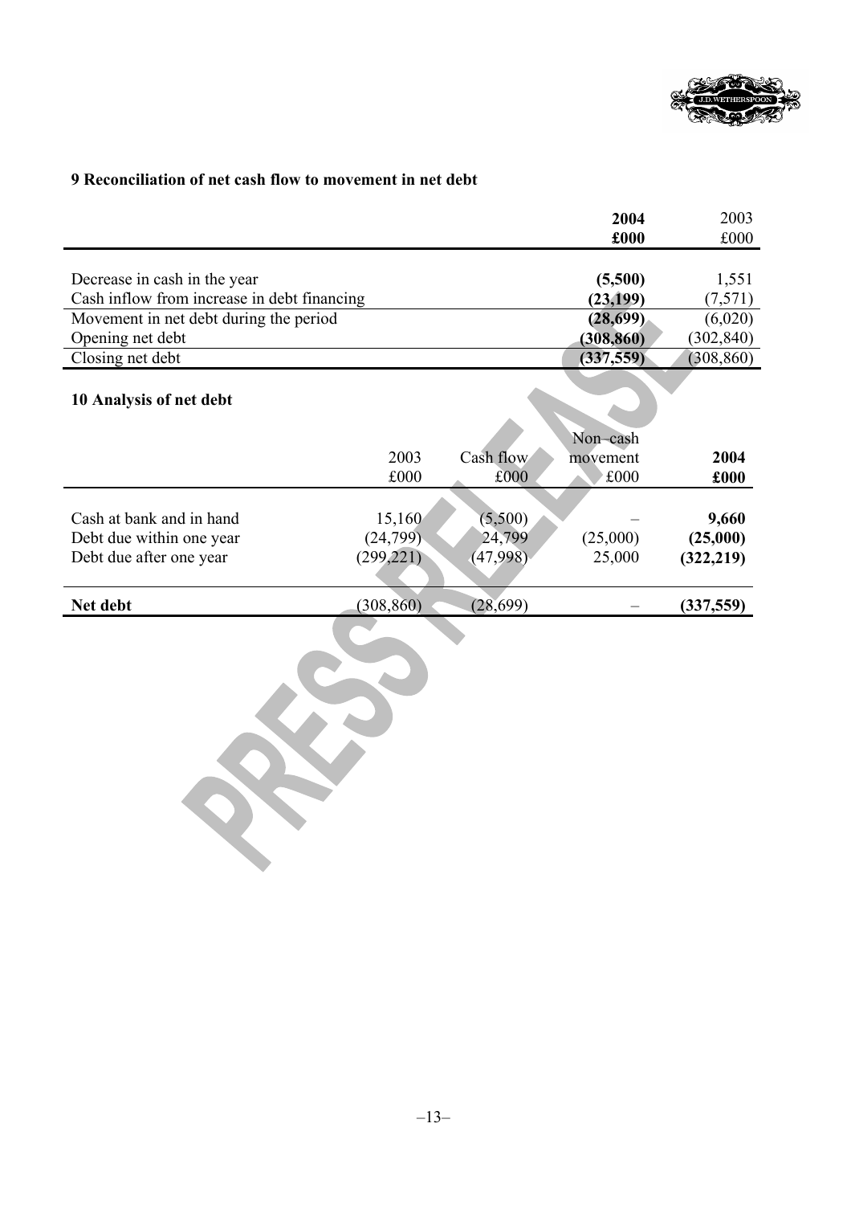## 9 Reconciliation of net cash flow to movement in net debt

| | **2004 £000** | 2003 £000 |
|---|---|---|
| Decrease in cash in the year | **(5,500)** | 1,551 |
| Cash inflow from increase in debt financing | **(23,199)** | (7,571) |
| Movement in net debt during the period | **(28,699)** | (6,020) |
| Opening net debt | **(308,860)** | (302,840) |
| Closing net debt | **(337,559)** | (308,860) |

## 10 Analysis of net debt

| | 2003 £000 | Cash flow £000 | Non–cash movement £000 | **2004 £000** |
|---|---|---|---|---|
| Cash at bank and in hand | 15,160 | (5,500) | – | **9,660** |
| Debt due within one year | (24,799) | 24,799 | (25,000) | **(25,000)** |
| Debt due after one year | (299,221) | (47,998) | 25,000 | **(322,219)** |
| **Net debt** | (308,860) | (28,699) | – | **(337,559)** |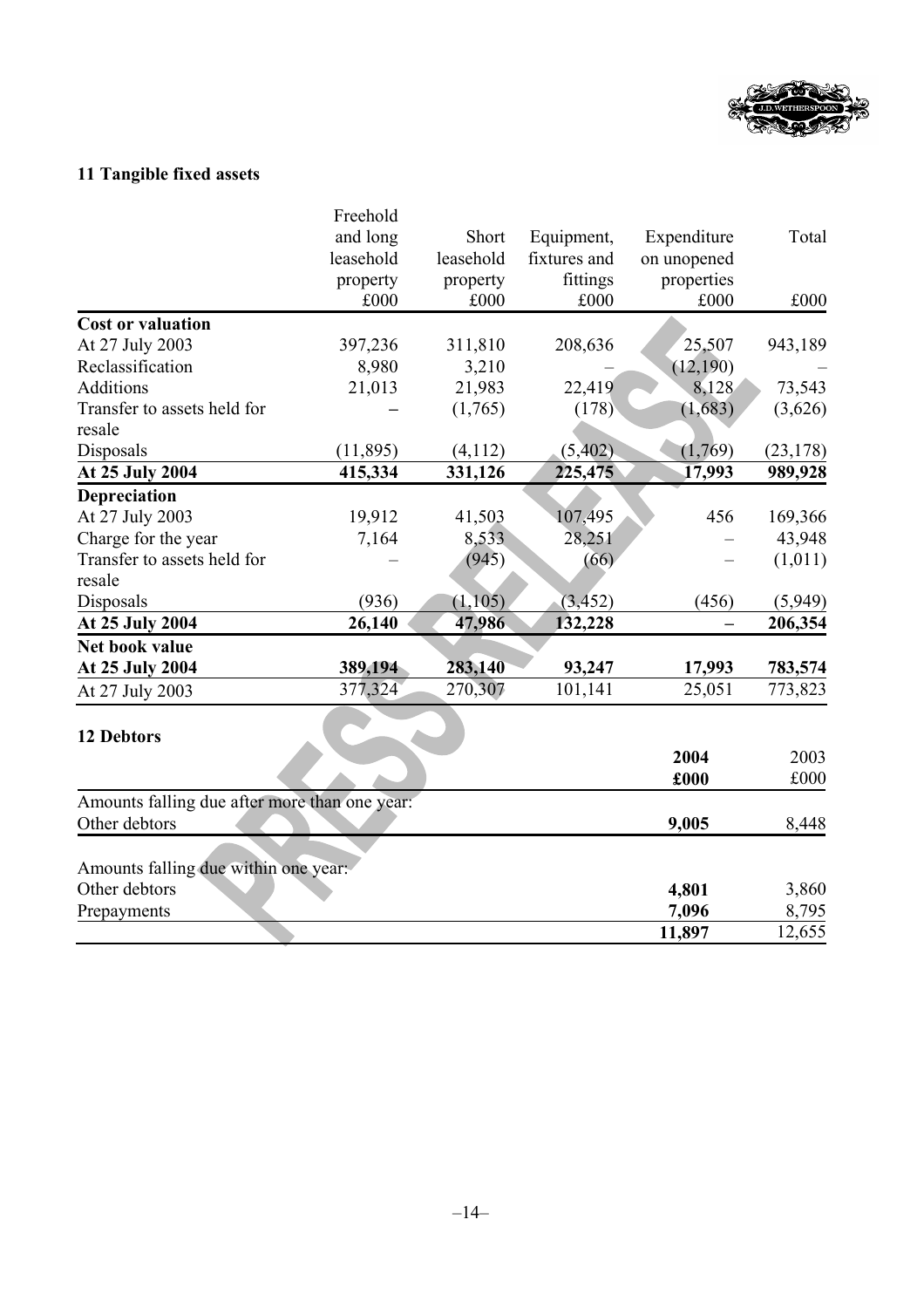## 11 Tangible fixed assets

| | Freehold and long leasehold property £000 | Short leasehold property £000 | Equipment, fixtures and fittings £000 | Expenditure on unopened properties £000 | Total £000 |
|---|---|---|---|---|---|
| **Cost or valuation** | | | | | |
| At 27 July 2003 | 397,236 | 311,810 | 208,636 | 25,507 | 943,189 |
| Reclassification | 8,980 | 3,210 | – | (12,190) | – |
| Additions | 21,013 | 21,983 | 22,419 | 8,128 | 73,543 |
| Transfer to assets held for resale | – | (1,765) | (178) | (1,683) | (3,626) |
| Disposals | (11,895) | (4,112) | (5,402) | (1,769) | (23,178) |
| **At 25 July 2004** | **415,334** | **331,126** | **225,475** | **17,993** | **989,928** |
| **Depreciation** | | | | | |
| At 27 July 2003 | 19,912 | 41,503 | 107,495 | 456 | 169,366 |
| Charge for the year | 7,164 | 8,533 | 28,251 | – | 43,948 |
| Transfer to assets held for resale | – | (945) | (66) | – | (1,011) |
| Disposals | (936) | (1,105) | (3,452) | (456) | (5,949) |
| **At 25 July 2004** | **26,140** | **47,986** | **132,228** | **–** | **206,354** |
| **Net book value** | | | | | |
| **At 25 July 2004** | **389,194** | **283,140** | **93,247** | **17,993** | **783,574** |
| At 27 July 2003 | 377,324 | 270,307 | 101,141 | 25,051 | 773,823 |

## 12 Debtors

| | **2004 £000** | 2003 £000 |
|---|---|---|
| Amounts falling due after more than one year: | | |
| Other debtors | **9,005** | 8,448 |
| | | |
| Amounts falling due within one year: | | |
| Other debtors | **4,801** | 3,860 |
| Prepayments | **7,096** | 8,795 |
| | **11,897** | 12,655 |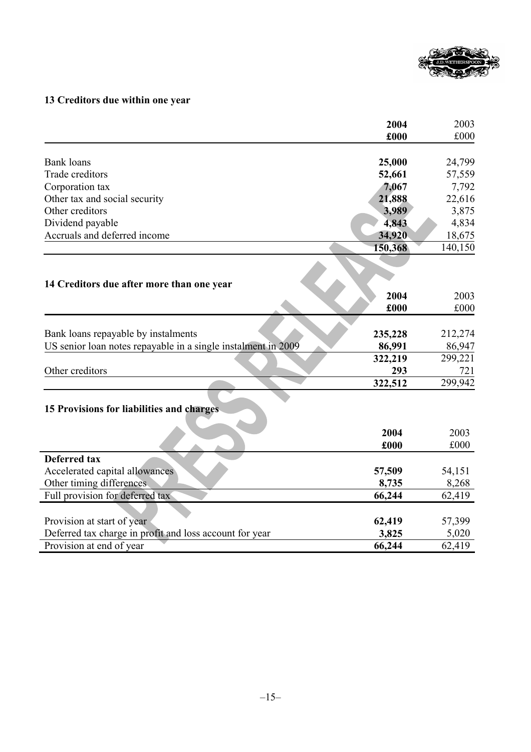## 13 Creditors due within one year

| | 2004<br>£000 | 2003<br>£000 |
|---|---|---|
| Bank loans | **25,000** | 24,799 |
| Trade creditors | **52,661** | 57,559 |
| Corporation tax | **7,067** | 7,792 |
| Other tax and social security | **21,888** | 22,616 |
| Other creditors | **3,989** | 3,875 |
| Dividend payable | **4,843** | 4,834 |
| Accruals and deferred income | **34,920** | 18,675 |
| | **150,368** | 140,150 |

## 14 Creditors due after more than one year

| | 2004<br>£000 | 2003<br>£000 |
|---|---|---|
| Bank loans repayable by instalments | **235,228** | 212,274 |
| US senior loan notes repayable in a single instalment in 2009 | **86,991** | 86,947 |
| | **322,219** | 299,221 |
| Other creditors | **293** | 721 |
| | **322,512** | 299,942 |

## 15 Provisions for liabilities and charges

| | 2004<br>£000 | 2003<br>£000 |
|---|---|---|
| **Deferred tax** | | |
| Accelerated capital allowances | **57,509** | 54,151 |
| Other timing differences | **8,735** | 8,268 |
| Full provision for deferred tax | **66,244** | 62,419 |
| | | |
| Provision at start of year | **62,419** | 57,399 |
| Deferred tax charge in profit and loss account for year | **3,825** | 5,020 |
| Provision at end of year | **66,244** | 62,419 |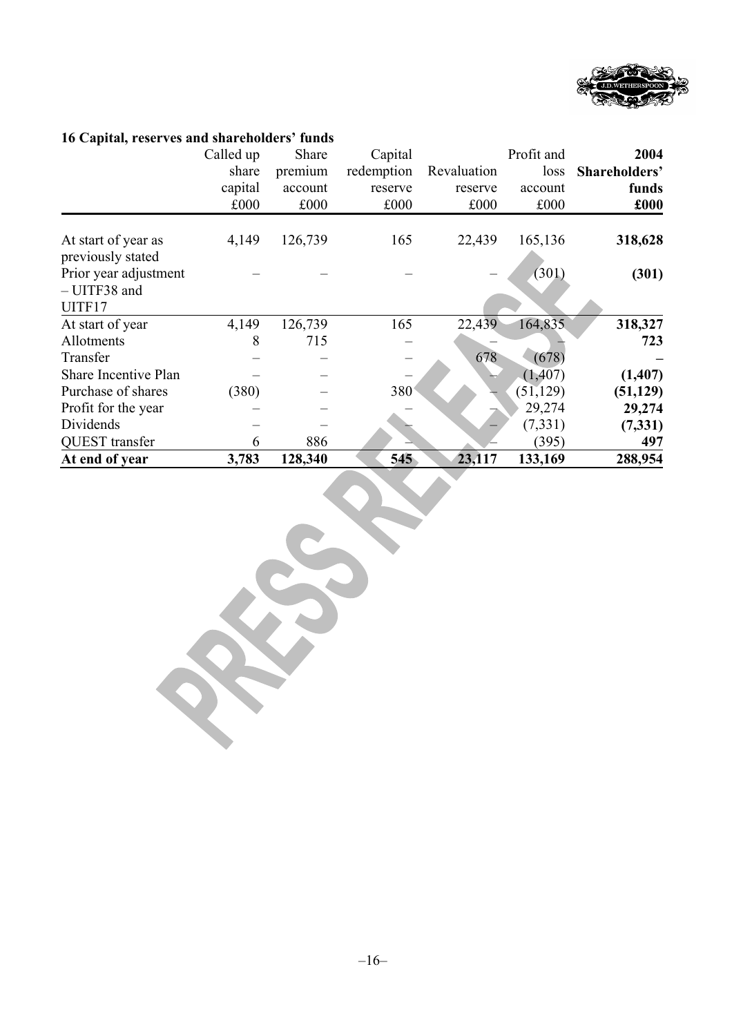## 16 Capital, reserves and shareholders' funds

| | Called up share capital £000 | Share premium account £000 | Capital redemption reserve £000 | Revaluation reserve £000 | Profit and loss account £000 | **2004 Shareholders' funds £000** |
|---|---|---|---|---|---|---|
| At start of year as previously stated | 4,149 | 126,739 | 165 | 22,439 | 165,136 | **318,628** |
| Prior year adjustment – UITF38 and UITF17 | – | – | – | – | (301) | **(301)** |
| At start of year | 4,149 | 126,739 | 165 | 22,439 | 164,835 | **318,327** |
| Allotments | 8 | 715 | – | – | – | **723** |
| Transfer | – | – | – | 678 | (678) | **–** |
| Share Incentive Plan | – | – | – | – | (1,407) | **(1,407)** |
| Purchase of shares | (380) | – | 380 | – | (51,129) | **(51,129)** |
| Profit for the year | – | – | – | – | 29,274 | **29,274** |
| Dividends | – | – | – | – | (7,331) | **(7,331)** |
| QUEST transfer | 6 | 886 | – | – | (395) | **497** |
| **At end of year** | **3,783** | **128,340** | **545** | **23,117** | **133,169** | **288,954** |